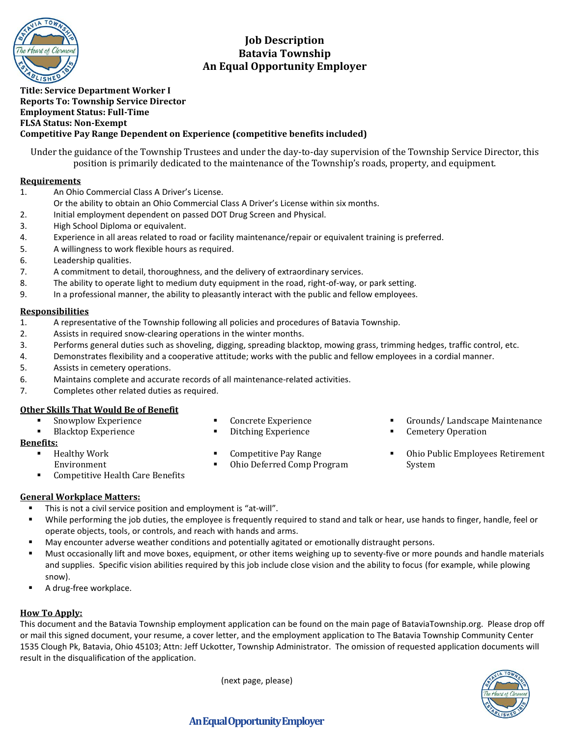# Job Description
# Batavia Township
# An Equal Opportunity Employer

**Title: Service Department Worker I**
**Reports To: Township Service Director**
**Employment Status: Full-Time**
**FLSA Status: Non-Exempt**
**Competitive Pay Range Dependent on Experience (competitive benefits included)**

Under the guidance of the Township Trustees and under the day-to-day supervision of the Township Service Director, this position is primarily dedicated to the maintenance of the Township's roads, property, and equipment.

## Requirements

1. An Ohio Commercial Class A Driver's License.
   Or the ability to obtain an Ohio Commercial Class A Driver's License within six months.
2. Initial employment dependent on passed DOT Drug Screen and Physical.
3. High School Diploma or equivalent.
4. Experience in all areas related to road or facility maintenance/repair or equivalent training is preferred.
5. A willingness to work flexible hours as required.
6. Leadership qualities.
7. A commitment to detail, thoroughness, and the delivery of extraordinary services.
8. The ability to operate light to medium duty equipment in the road, right-of-way, or park setting.
9. In a professional manner, the ability to pleasantly interact with the public and fellow employees.

## Responsibilities

1. A representative of the Township following all policies and procedures of Batavia Township.
2. Assists in required snow-clearing operations in the winter months.
3. Performs general duties such as shoveling, digging, spreading blacktop, mowing grass, trimming hedges, traffic control, etc.
4. Demonstrates flexibility and a cooperative attitude; works with the public and fellow employees in a cordial manner.
5. Assists in cemetery operations.
6. Maintains complete and accurate records of all maintenance-related activities.
7. Completes other related duties as required.

## Other Skills That Would Be of Benefit

- Snowplow Experience
- Blacktop Experience
- Concrete Experience
- Ditching Experience
- Grounds/ Landscape Maintenance
- Cemetery Operation

## Benefits:

- Healthy Work Environment
- Competitive Health Care Benefits
- Competitive Pay Range
- Ohio Deferred Comp Program
- Ohio Public Employees Retirement System

## General Workplace Matters:

- This is not a civil service position and employment is "at-will".
- While performing the job duties, the employee is frequently required to stand and talk or hear, use hands to finger, handle, feel or operate objects, tools, or controls, and reach with hands and arms.
- May encounter adverse weather conditions and potentially agitated or emotionally distraught persons.
- Must occasionally lift and move boxes, equipment, or other items weighing up to seventy-five or more pounds and handle materials and supplies. Specific vision abilities required by this job include close vision and the ability to focus (for example, while plowing snow).
- A drug-free workplace.

## How To Apply:

This document and the Batavia Township employment application can be found on the main page of BataviaTownship.org. Please drop off or mail this signed document, your resume, a cover letter, and the employment application to The Batavia Township Community Center 1535 Clough Pk, Batavia, Ohio 45103; Attn: Jeff Uckotter, Township Administrator. The omission of requested application documents will result in the disqualification of the application.

(next page, please)

**An Equal Opportunity Employer**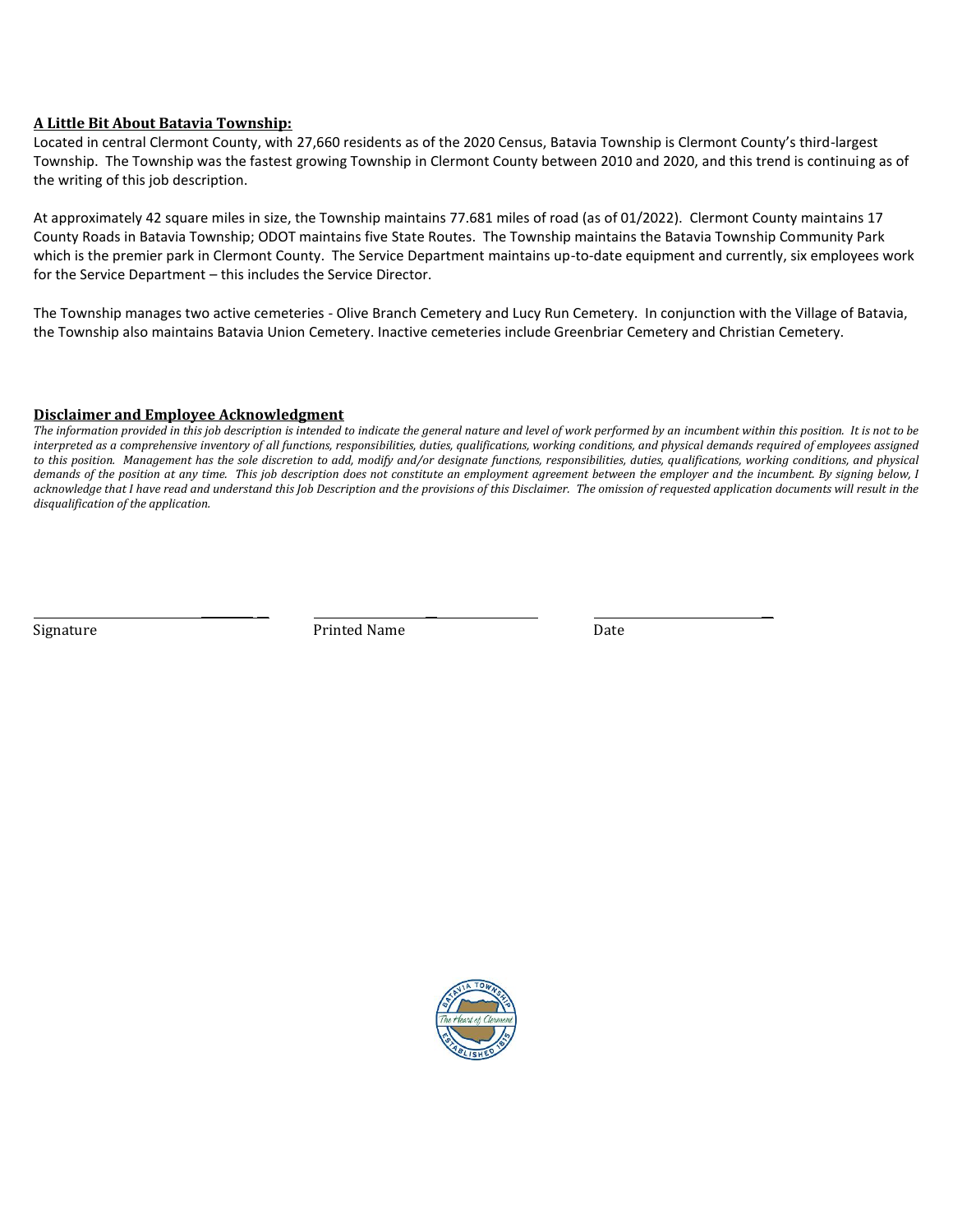**A Little Bit About Batavia Township:**

Located in central Clermont County, with 27,660 residents as of the 2020 Census, Batavia Township is Clermont County's third-largest Township. The Township was the fastest growing Township in Clermont County between 2010 and 2020, and this trend is continuing as of the writing of this job description.

At approximately 42 square miles in size, the Township maintains 77.681 miles of road (as of 01/2022). Clermont County maintains 17 County Roads in Batavia Township; ODOT maintains five State Routes. The Township maintains the Batavia Township Community Park which is the premier park in Clermont County. The Service Department maintains up-to-date equipment and currently, six employees work for the Service Department – this includes the Service Director.

The Township manages two active cemeteries - Olive Branch Cemetery and Lucy Run Cemetery. In conjunction with the Village of Batavia, the Township also maintains Batavia Union Cemetery. Inactive cemeteries include Greenbriar Cemetery and Christian Cemetery.

**Disclaimer and Employee Acknowledgment**

*The information provided in this job description is intended to indicate the general nature and level of work performed by an incumbent within this position. It is not to be interpreted as a comprehensive inventory of all functions, responsibilities, duties, qualifications, working conditions, and physical demands required of employees assigned to this position. Management has the sole discretion to add, modify and/or designate functions, responsibilities, duties, qualifications, working conditions, and physical demands of the position at any time. This job description does not constitute an employment agreement between the employer and the incumbent. By signing below, I acknowledge that I have read and understand this Job Description and the provisions of this Disclaimer. The omission of requested application documents will result in the disqualification of the application.*

_______________________________ _______________________________ _______________________________

Signature Printed Name Date